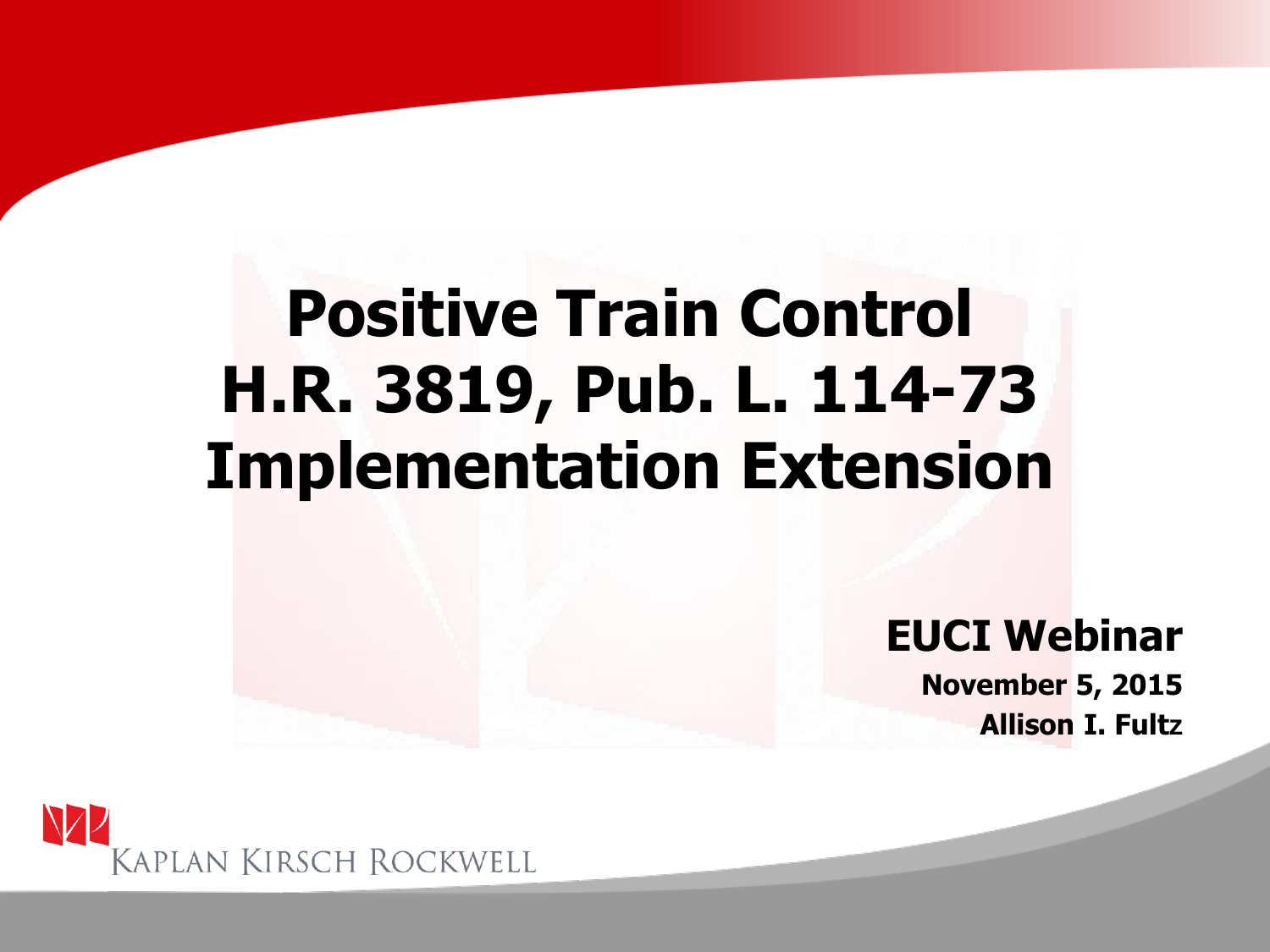# Positive Train Control H.R. 3819, Pub. L. 114-73 Implementation Extension

**EUCI Webinar**

**November 5, 2015**

**Allison I. Fultz**

KAPLAN KIRSCH ROCKWELL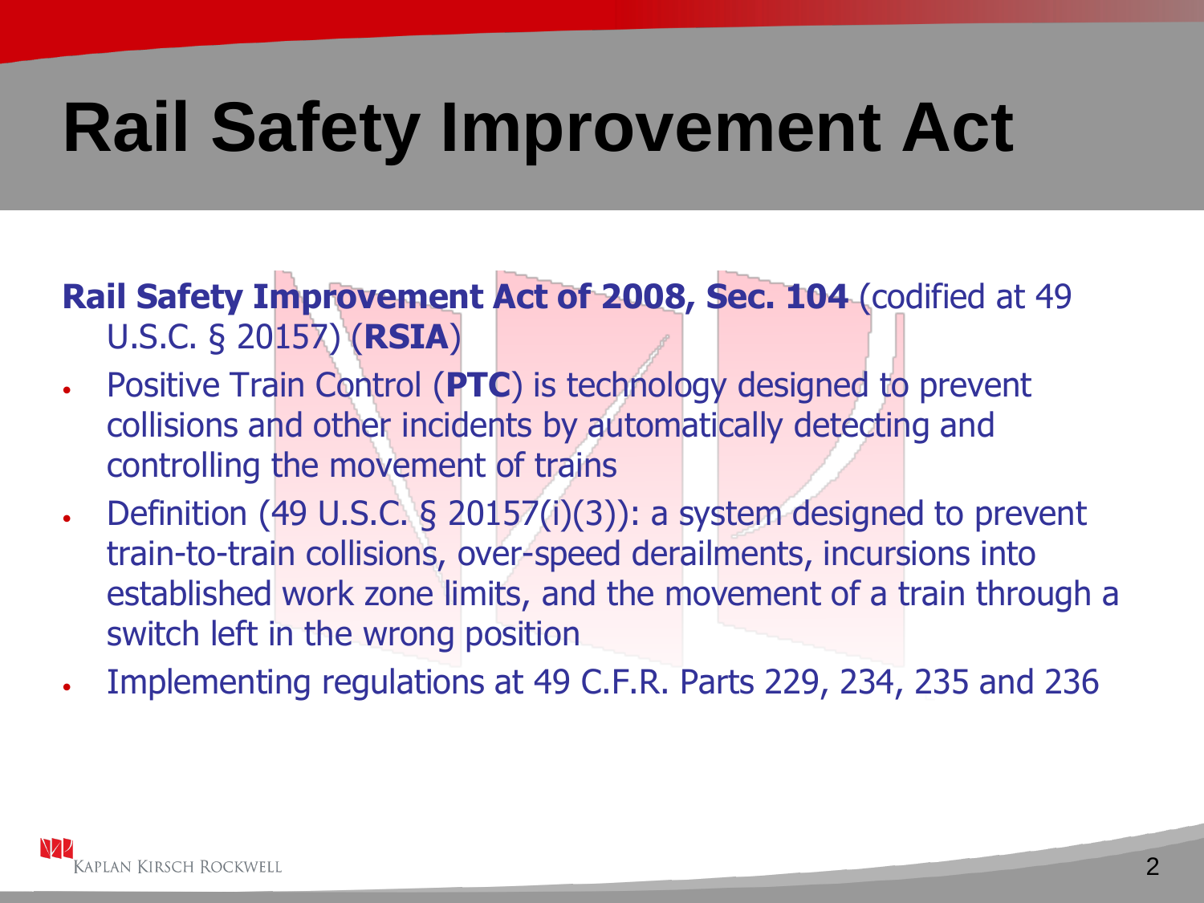# Rail Safety Improvement Act

**Rail Safety Improvement Act of 2008, Sec. 104** (codified at 49 U.S.C. § 20157) (**RSIA**)

- Positive Train Control (**PTC**) is technology designed to prevent collisions and other incidents by automatically detecting and controlling the movement of trains
- Definition (49 U.S.C. § 20157(i)(3)): a system designed to prevent train-to-train collisions, over-speed derailments, incursions into established work zone limits, and the movement of a train through a switch left in the wrong position
- Implementing regulations at 49 C.F.R. Parts 229, 234, 235 and 236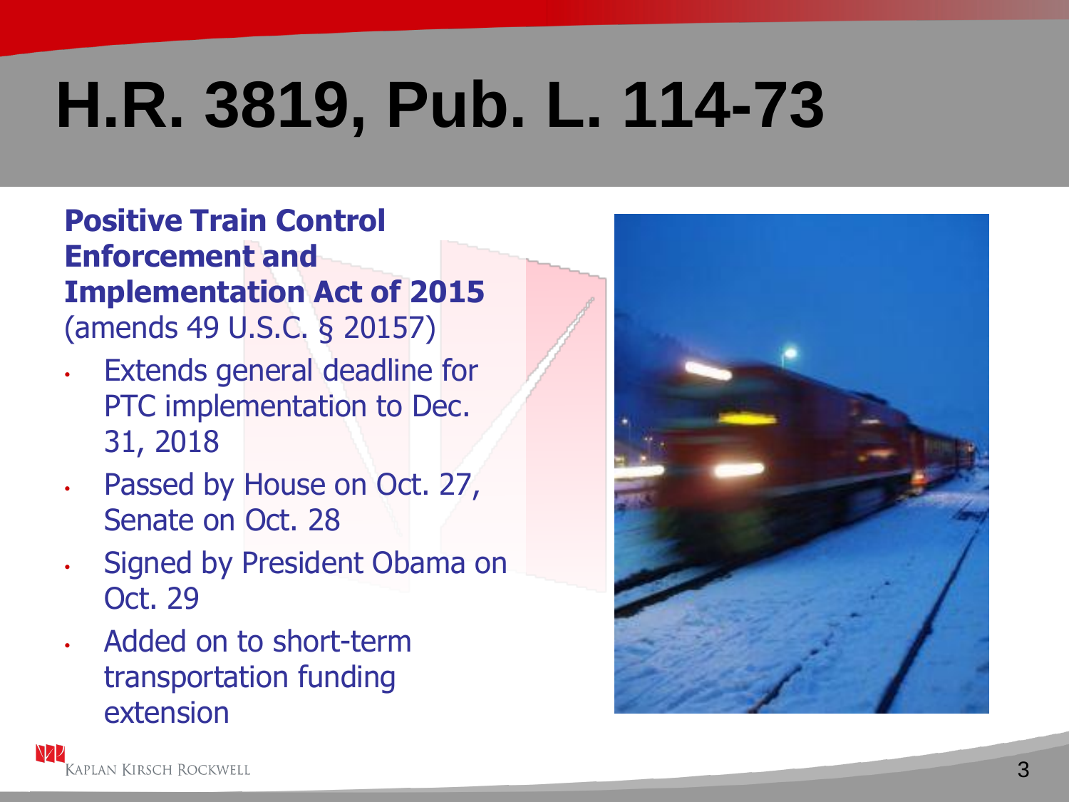# H.R. 3819, Pub. L. 114-73

**Positive Train Control Enforcement and Implementation Act of 2015** (amends 49 U.S.C. § 20157)

- Extends general deadline for PTC implementation to Dec. 31, 2018
- Passed by House on Oct. 27, Senate on Oct. 28
- Signed by President Obama on Oct. 29
- Added on to short-term transportation funding extension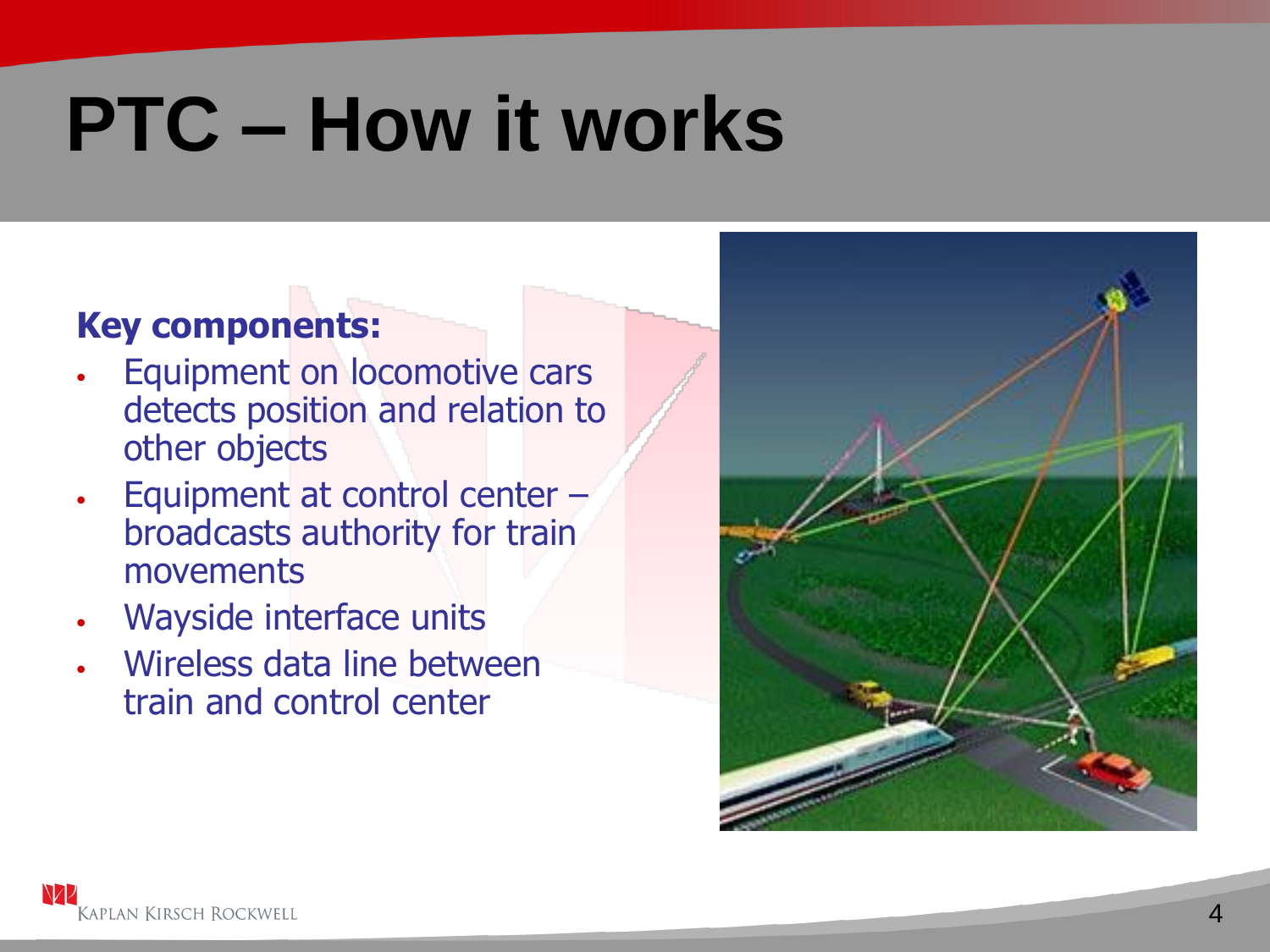# PTC – How it works

**Key components:**

- Equipment on locomotive cars detects position and relation to other objects
- Equipment at control center – broadcasts authority for train movements
- Wayside interface units
- Wireless data line between train and control center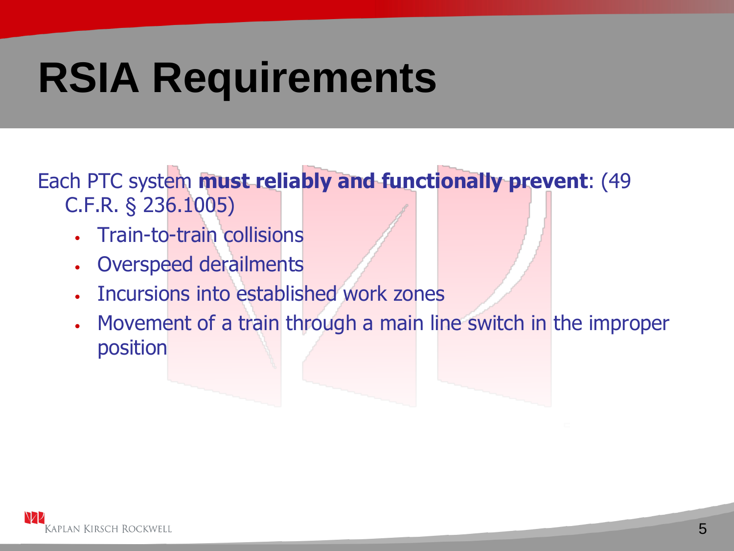# RSIA Requirements

Each PTC system **must reliably and functionally prevent**: (49 C.F.R. § 236.1005)

- Train-to-train collisions
- Overspeed derailments
- Incursions into established work zones
- Movement of a train through a main line switch in the improper position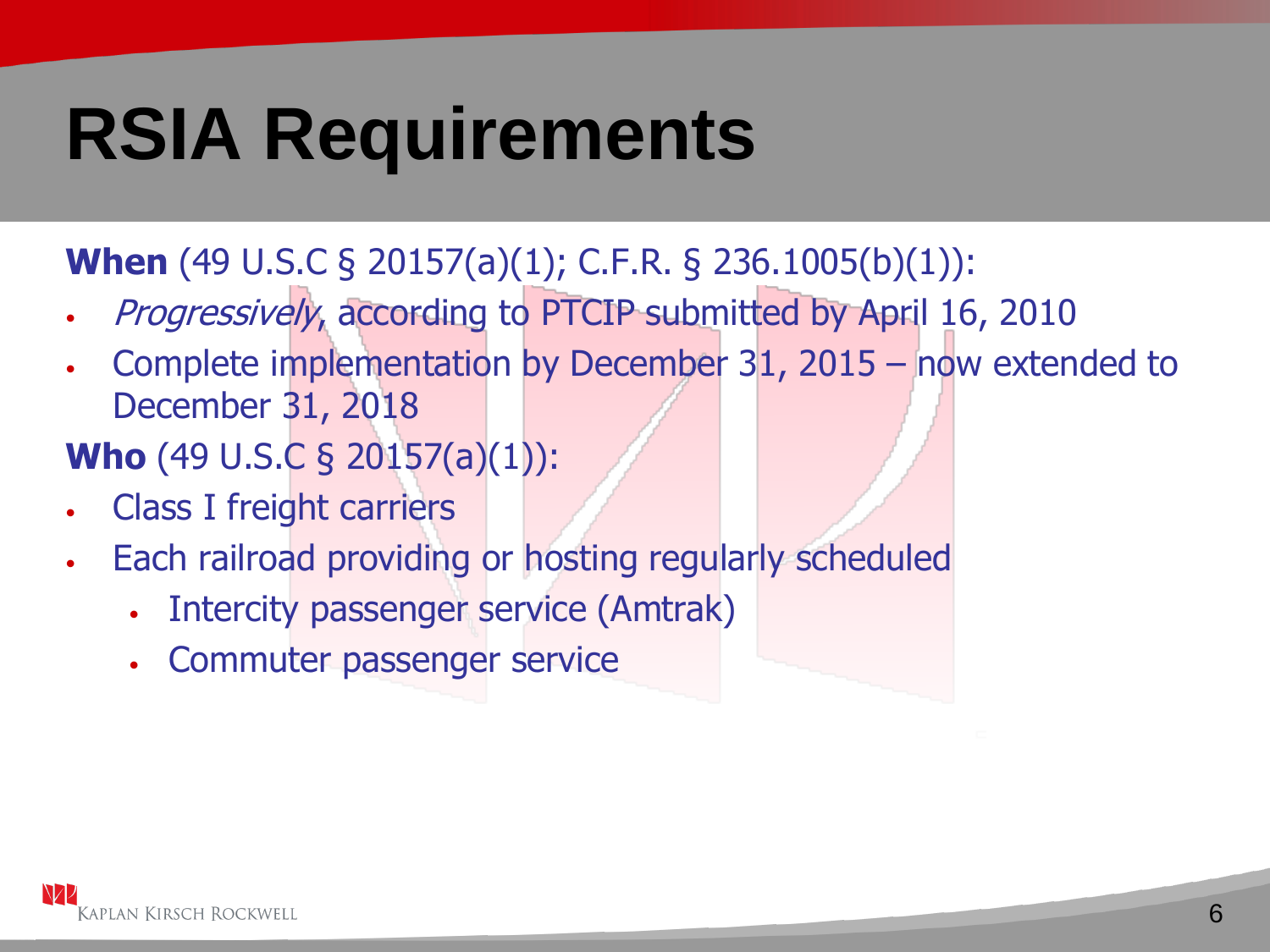# RSIA Requirements

**When** (49 U.S.C § 20157(a)(1); C.F.R. § 236.1005(b)(1)):

- *Progressively*, according to PTCIP submitted by April 16, 2010
- Complete implementation by December 31, 2015 – now extended to December 31, 2018

**Who** (49 U.S.C § 20157(a)(1)):

- Class I freight carriers
- Each railroad providing or hosting regularly scheduled
  - Intercity passenger service (Amtrak)
  - Commuter passenger service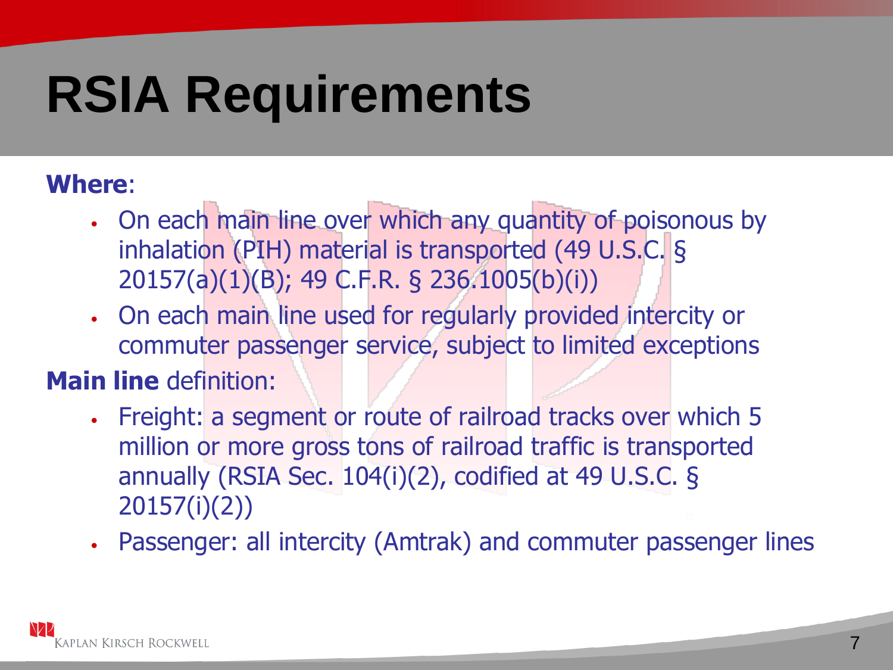# RSIA Requirements

**Where**:

- On each main line over which any quantity of poisonous by inhalation (PIH) material is transported (49 U.S.C. § 20157(a)(1)(B); 49 C.F.R. § 236.1005(b)(i))
- On each main line used for regularly provided intercity or commuter passenger service, subject to limited exceptions

**Main line** definition:

- Freight: a segment or route of railroad tracks over which 5 million or more gross tons of railroad traffic is transported annually (RSIA Sec. 104(i)(2), codified at 49 U.S.C. § 20157(i)(2))
- Passenger: all intercity (Amtrak) and commuter passenger lines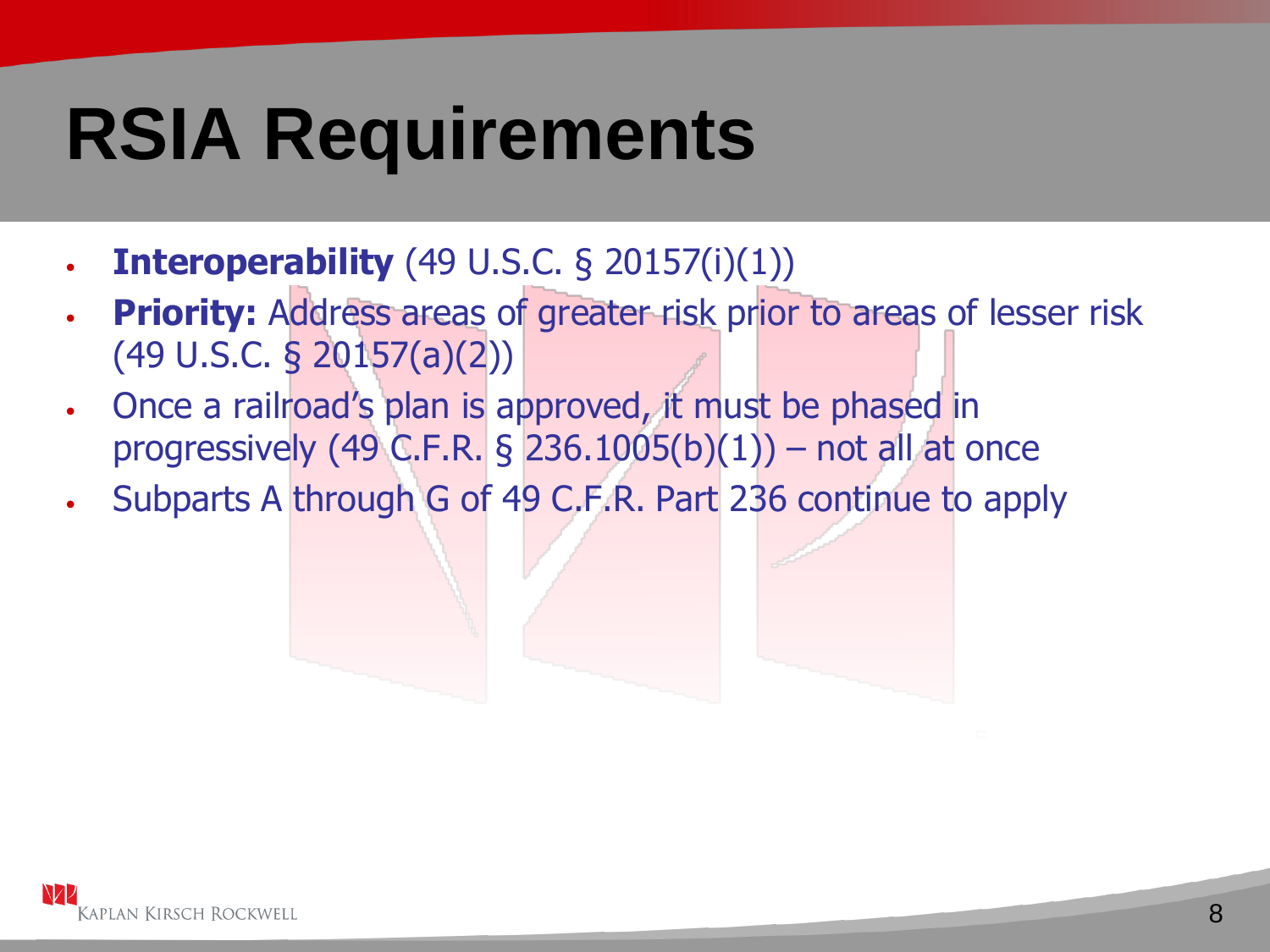# RSIA Requirements

- **Interoperability** (49 U.S.C. § 20157(i)(1))
- **Priority:** Address areas of greater risk prior to areas of lesser risk (49 U.S.C. § 20157(a)(2))
- Once a railroad's plan is approved, it must be phased in progressively (49 C.F.R. § 236.1005(b)(1)) – not all at once
- Subparts A through G of 49 C.F.R. Part 236 continue to apply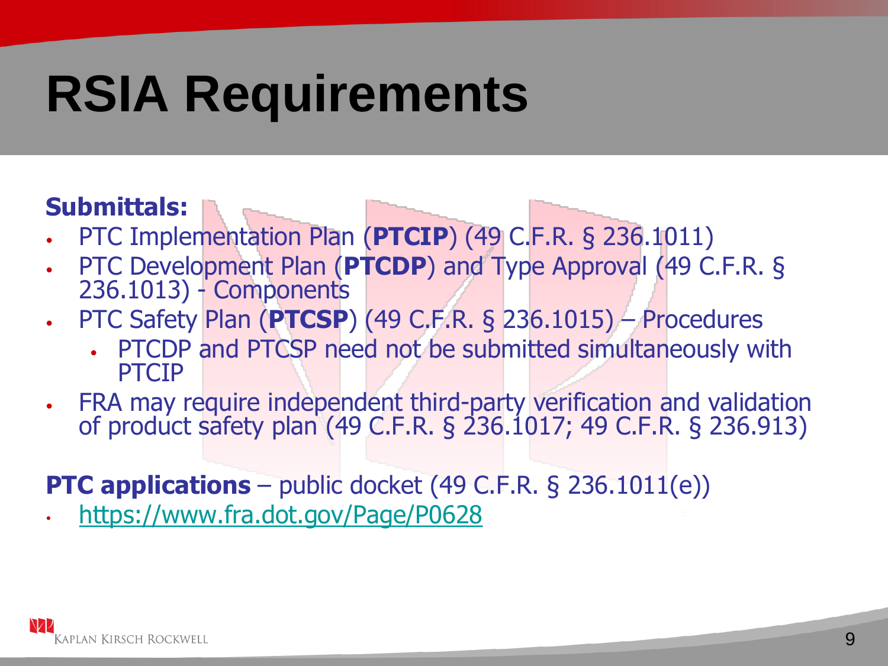# RSIA Requirements

**Submittals:**

- PTC Implementation Plan (**PTCIP**) (49 C.F.R. § 236.1011)
- PTC Development Plan (**PTCDP**) and Type Approval (49 C.F.R. § 236.1013) - Components
- PTC Safety Plan (**PTCSP**) (49 C.F.R. § 236.1015) – Procedures
  - PTCDP and PTCSP need not be submitted simultaneously with PTCIP
- FRA may require independent third-party verification and validation of product safety plan (49 C.F.R. § 236.1017; 49 C.F.R. § 236.913)

**PTC applications** – public docket (49 C.F.R. § 236.1011(e))

- https://www.fra.dot.gov/Page/P0628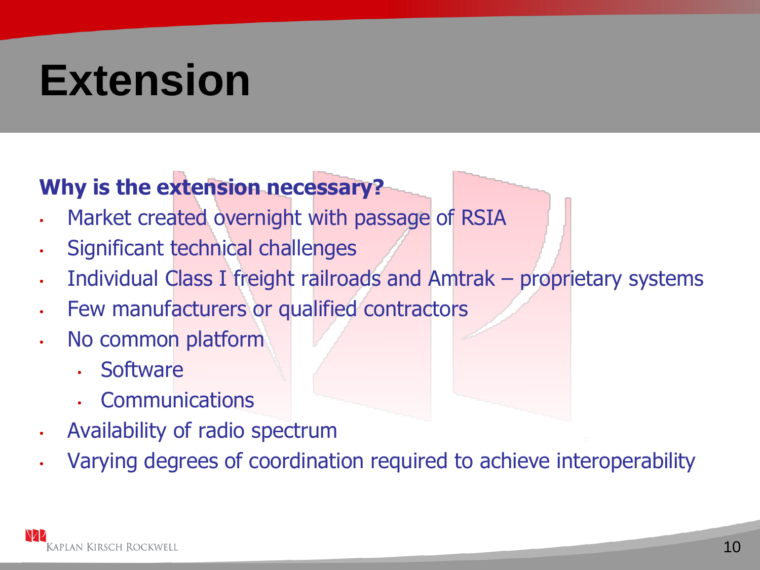# Extension

**Why is the extension necessary?**

- Market created overnight with passage of RSIA
- Significant technical challenges
- Individual Class I freight railroads and Amtrak – proprietary systems
- Few manufacturers or qualified contractors
- No common platform
  - Software
  - Communications
- Availability of radio spectrum
- Varying degrees of coordination required to achieve interoperability

KAPLAN KIRSCH ROCKWELL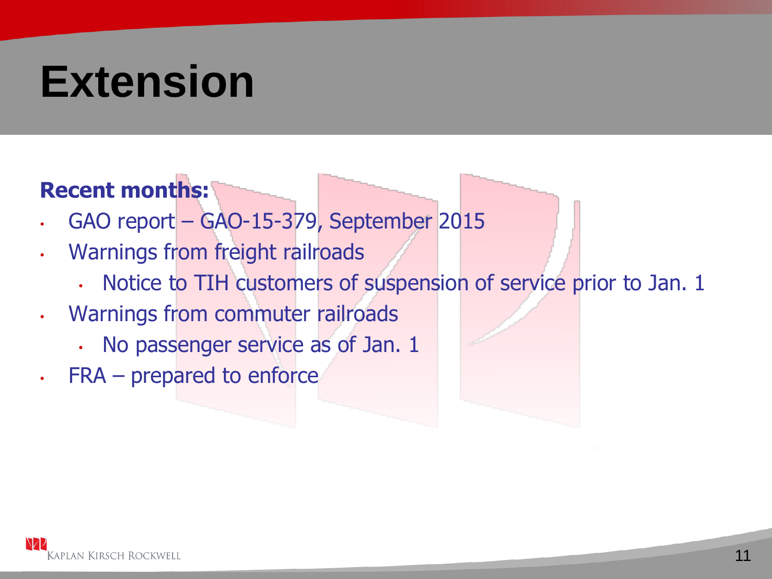# Extension

**Recent months:**

- GAO report – GAO-15-379, September 2015
- Warnings from freight railroads
  - Notice to TIH customers of suspension of service prior to Jan. 1
- Warnings from commuter railroads
  - No passenger service as of Jan. 1
- FRA – prepared to enforce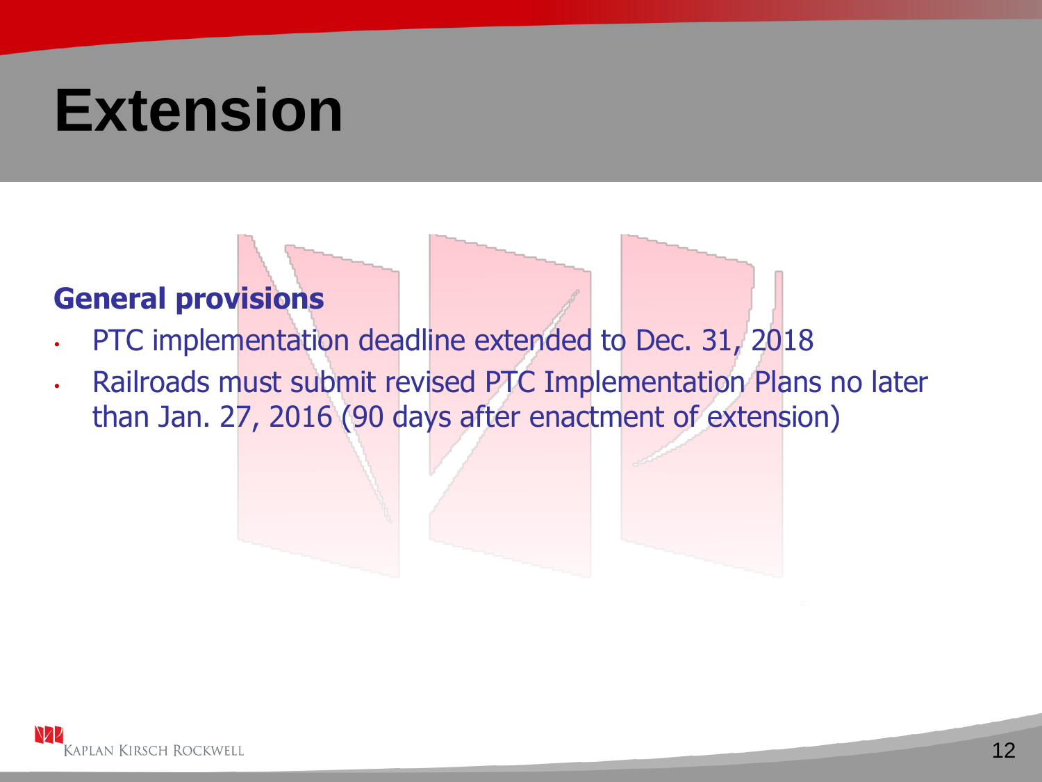# Extension

### General provisions

- PTC implementation deadline extended to Dec. 31, 2018
- Railroads must submit revised PTC Implementation Plans no later than Jan. 27, 2016 (90 days after enactment of extension)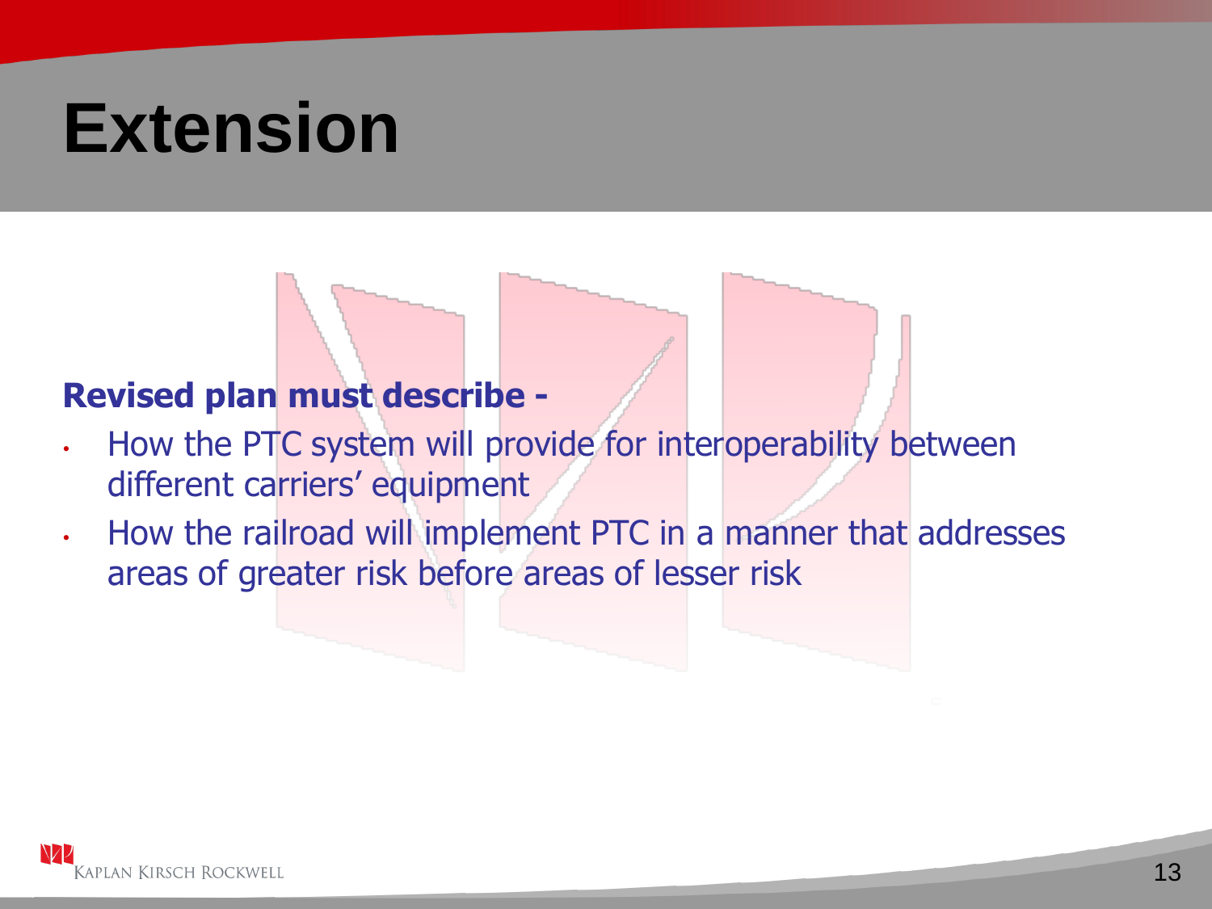# Extension

**Revised plan must describe -**

- How the PTC system will provide for interoperability between different carriers' equipment
- How the railroad will implement PTC in a manner that addresses areas of greater risk before areas of lesser risk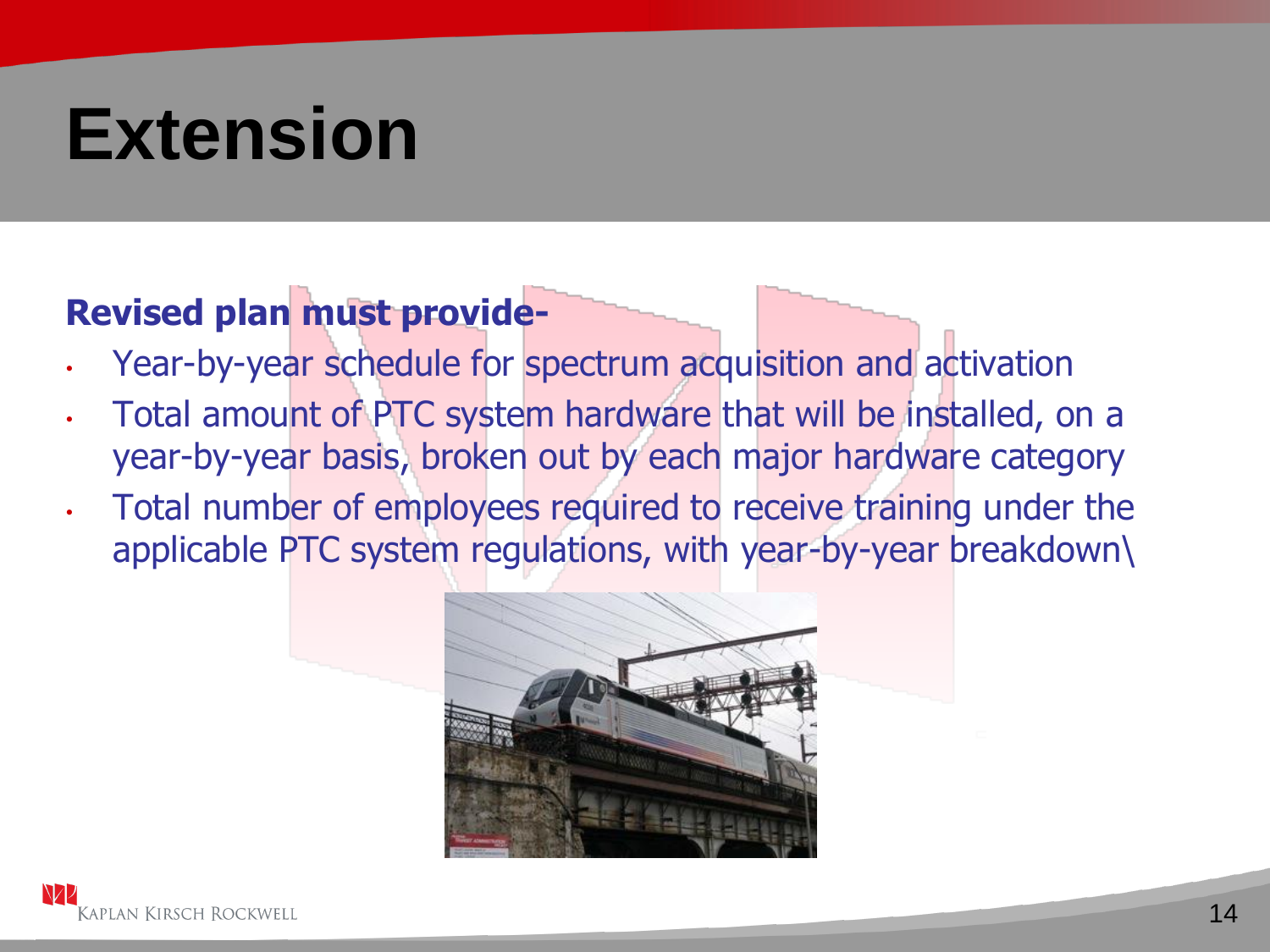# Extension

**Revised plan must provide-**

- Year-by-year schedule for spectrum acquisition and activation
- Total amount of PTC system hardware that will be installed, on a year-by-year basis, broken out by each major hardware category
- Total number of employees required to receive training under the applicable PTC system regulations, with year-by-year breakdown\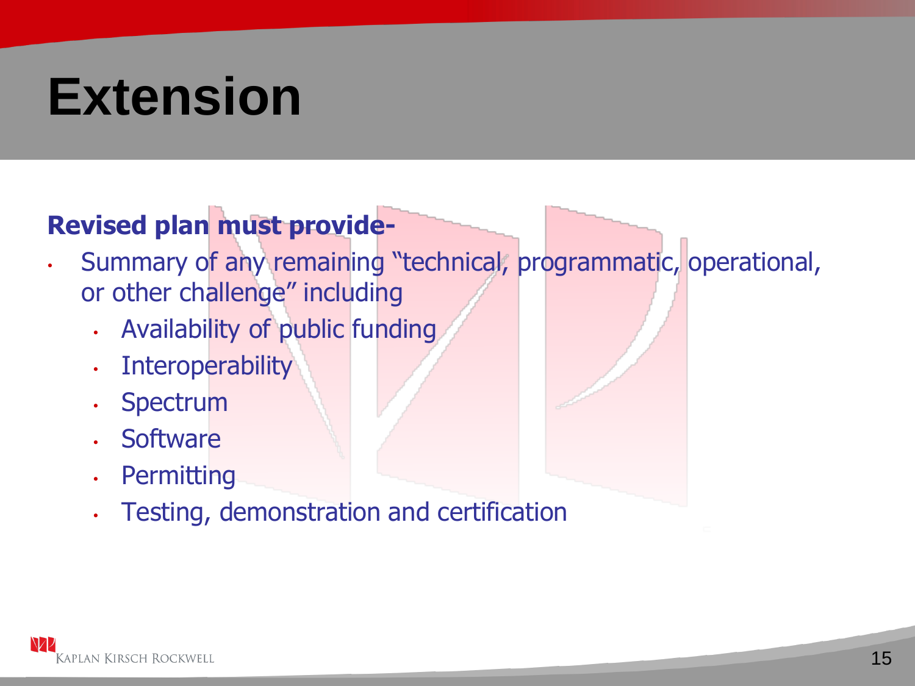# Extension

**Revised plan must provide-**

- Summary of any remaining "technical, programmatic, operational, or other challenge" including
  - Availability of public funding
  - Interoperability
  - Spectrum
  - Software
  - Permitting
  - Testing, demonstration and certification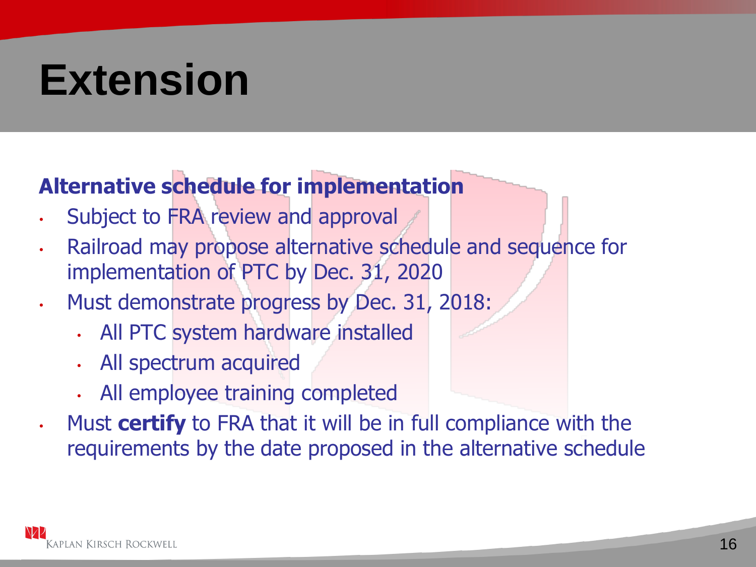# Extension

**Alternative schedule for implementation**

- Subject to FRA review and approval
- Railroad may propose alternative schedule and sequence for implementation of PTC by Dec. 31, 2020
- Must demonstrate progress by Dec. 31, 2018:
  - All PTC system hardware installed
  - All spectrum acquired
  - All employee training completed
- Must **certify** to FRA that it will be in full compliance with the requirements by the date proposed in the alternative schedule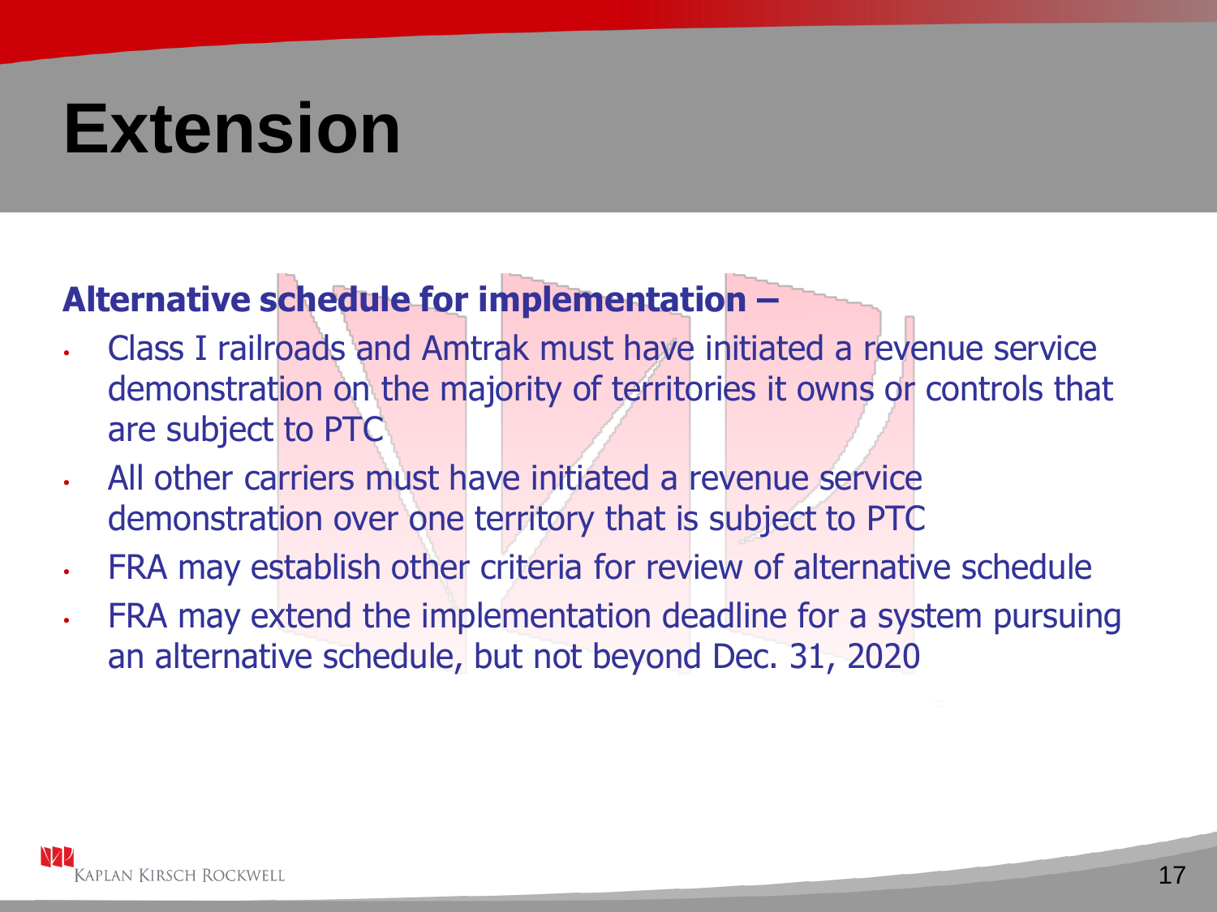# Extension

**Alternative schedule for implementation –**

- Class I railroads and Amtrak must have initiated a revenue service demonstration on the majority of territories it owns or controls that are subject to PTC
- All other carriers must have initiated a revenue service demonstration over one territory that is subject to PTC
- FRA may establish other criteria for review of alternative schedule
- FRA may extend the implementation deadline for a system pursuing an alternative schedule, but not beyond Dec. 31, 2020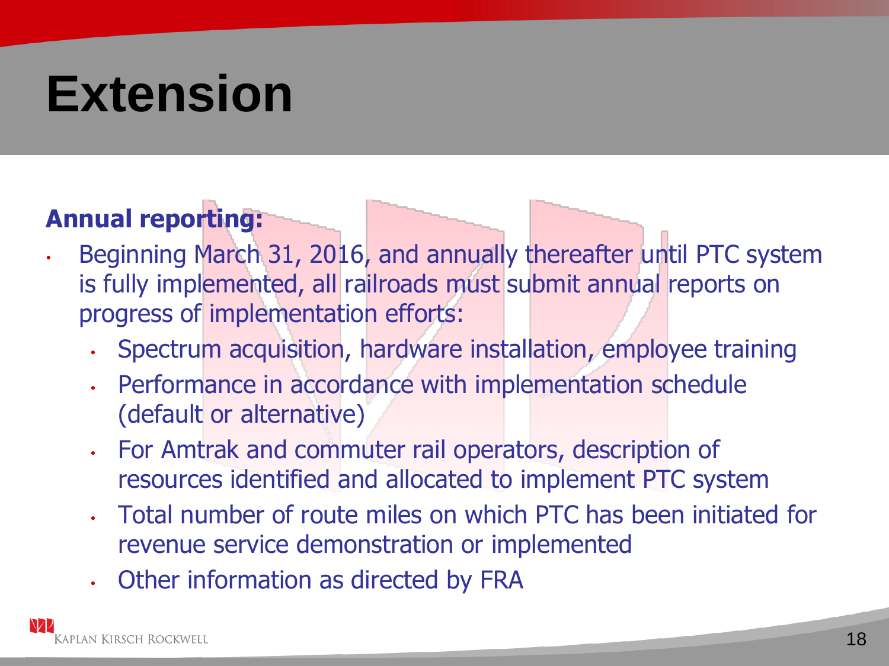# Extension

**Annual reporting:**

- Beginning March 31, 2016, and annually thereafter until PTC system is fully implemented, all railroads must submit annual reports on progress of implementation efforts:
  - Spectrum acquisition, hardware installation, employee training
  - Performance in accordance with implementation schedule (default or alternative)
  - For Amtrak and commuter rail operators, description of resources identified and allocated to implement PTC system
  - Total number of route miles on which PTC has been initiated for revenue service demonstration or implemented
  - Other information as directed by FRA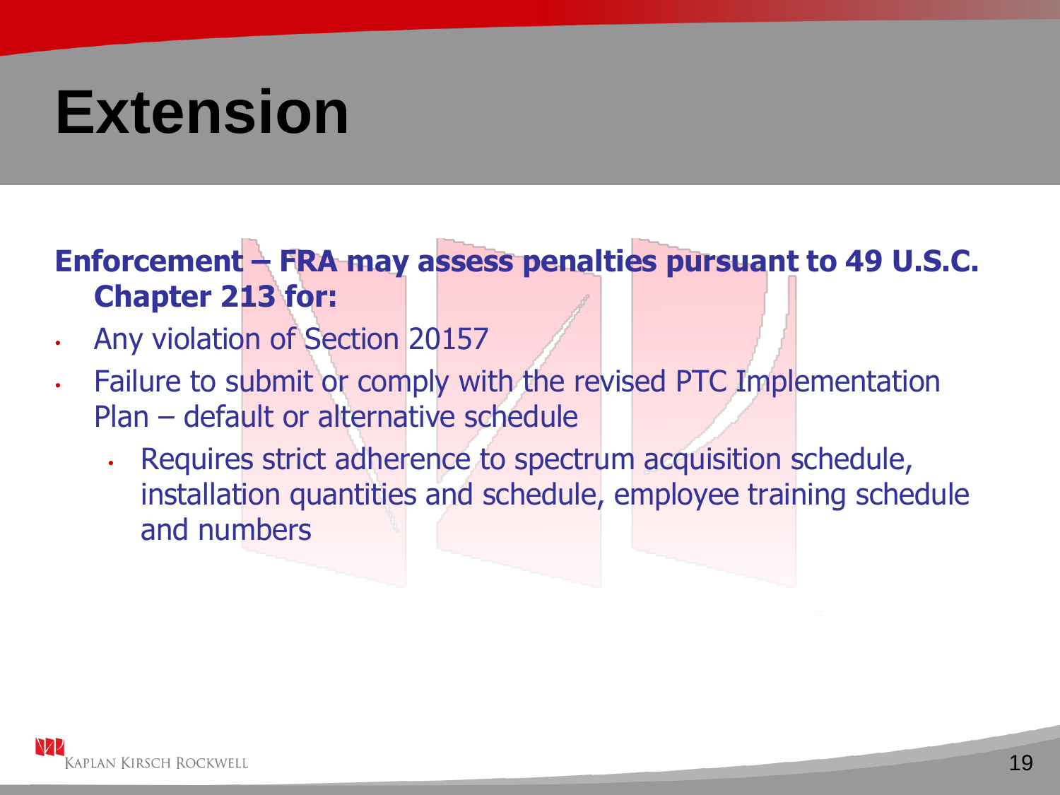# Extension

**Enforcement – FRA may assess penalties pursuant to 49 U.S.C. Chapter 213 for:**

- Any violation of Section 20157
- Failure to submit or comply with the revised PTC Implementation Plan – default or alternative schedule
  - Requires strict adherence to spectrum acquisition schedule, installation quantities and schedule, employee training schedule and numbers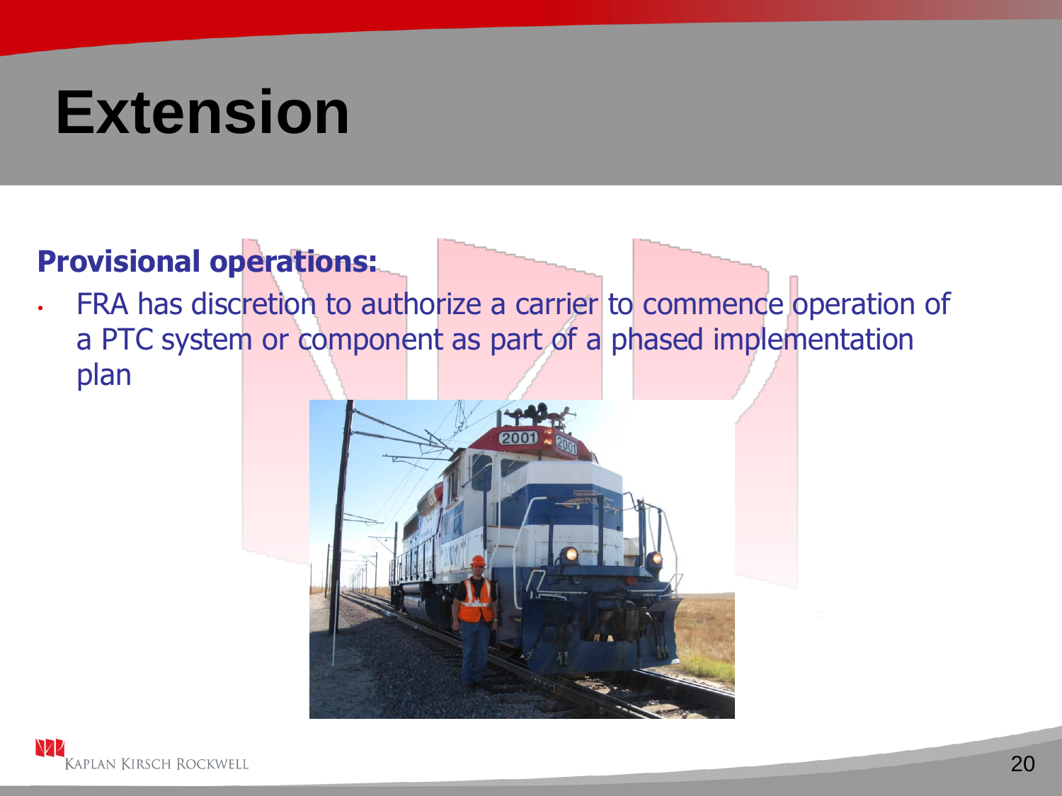# Extension

**Provisional operations:**

- FRA has discretion to authorize a carrier to commence operation of a PTC system or component as part of a phased implementation plan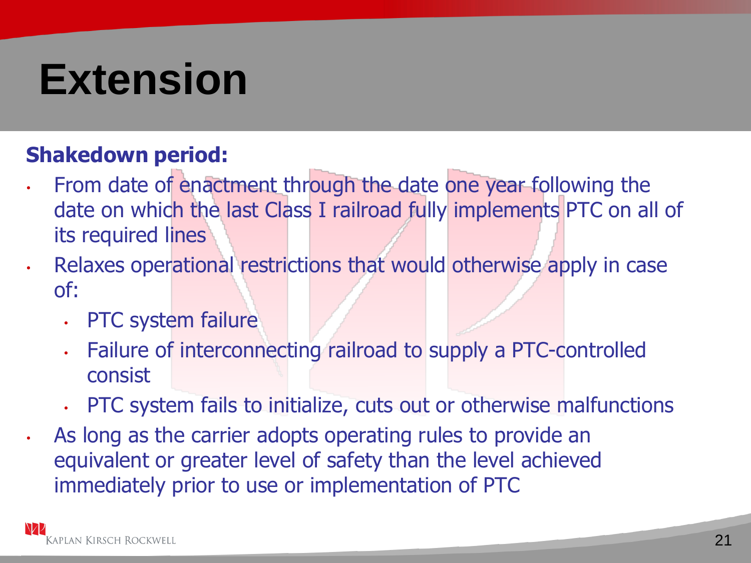# Extension

**Shakedown period:**

- From date of enactment through the date one year following the date on which the last Class I railroad fully implements PTC on all of its required lines
- Relaxes operational restrictions that would otherwise apply in case of:
  - PTC system failure
  - Failure of interconnecting railroad to supply a PTC-controlled consist
  - PTC system fails to initialize, cuts out or otherwise malfunctions
- As long as the carrier adopts operating rules to provide an equivalent or greater level of safety than the level achieved immediately prior to use or implementation of PTC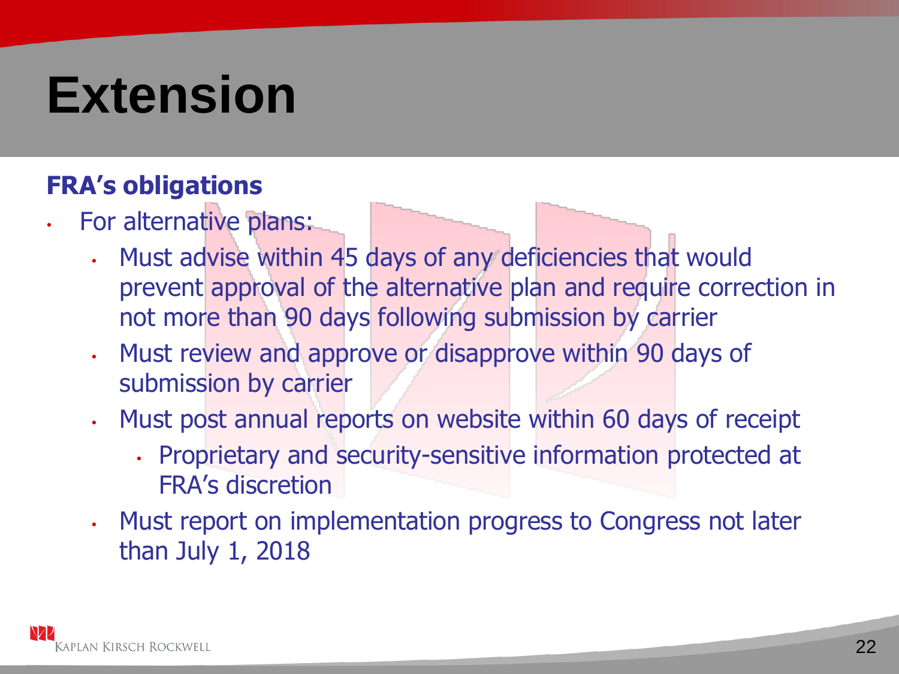# Extension

**FRA's obligations**

- For alternative plans:
  - Must advise within 45 days of any deficiencies that would prevent approval of the alternative plan and require correction in not more than 90 days following submission by carrier
  - Must review and approve or disapprove within 90 days of submission by carrier
  - Must post annual reports on website within 60 days of receipt
    - Proprietary and security-sensitive information protected at FRA's discretion
  - Must report on implementation progress to Congress not later than July 1, 2018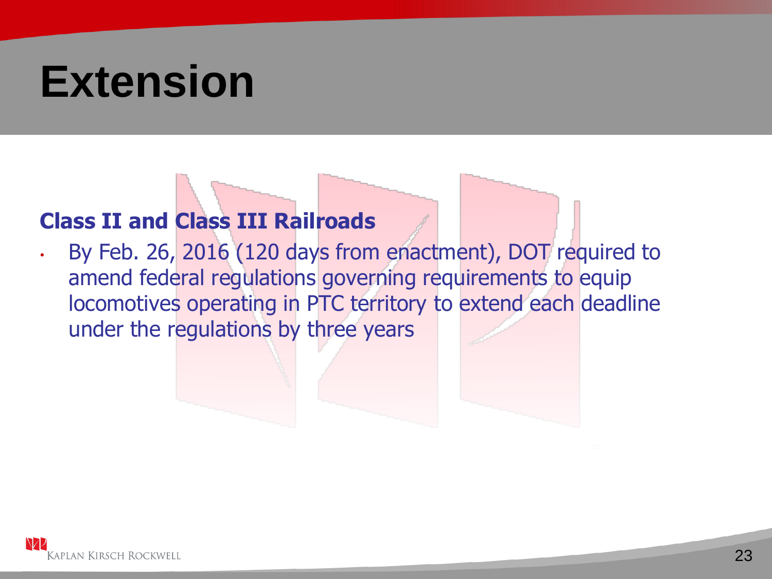# Extension

### Class II and Class III Railroads

- By Feb. 26, 2016 (120 days from enactment), DOT required to amend federal regulations governing requirements to equip locomotives operating in PTC territory to extend each deadline under the regulations by three years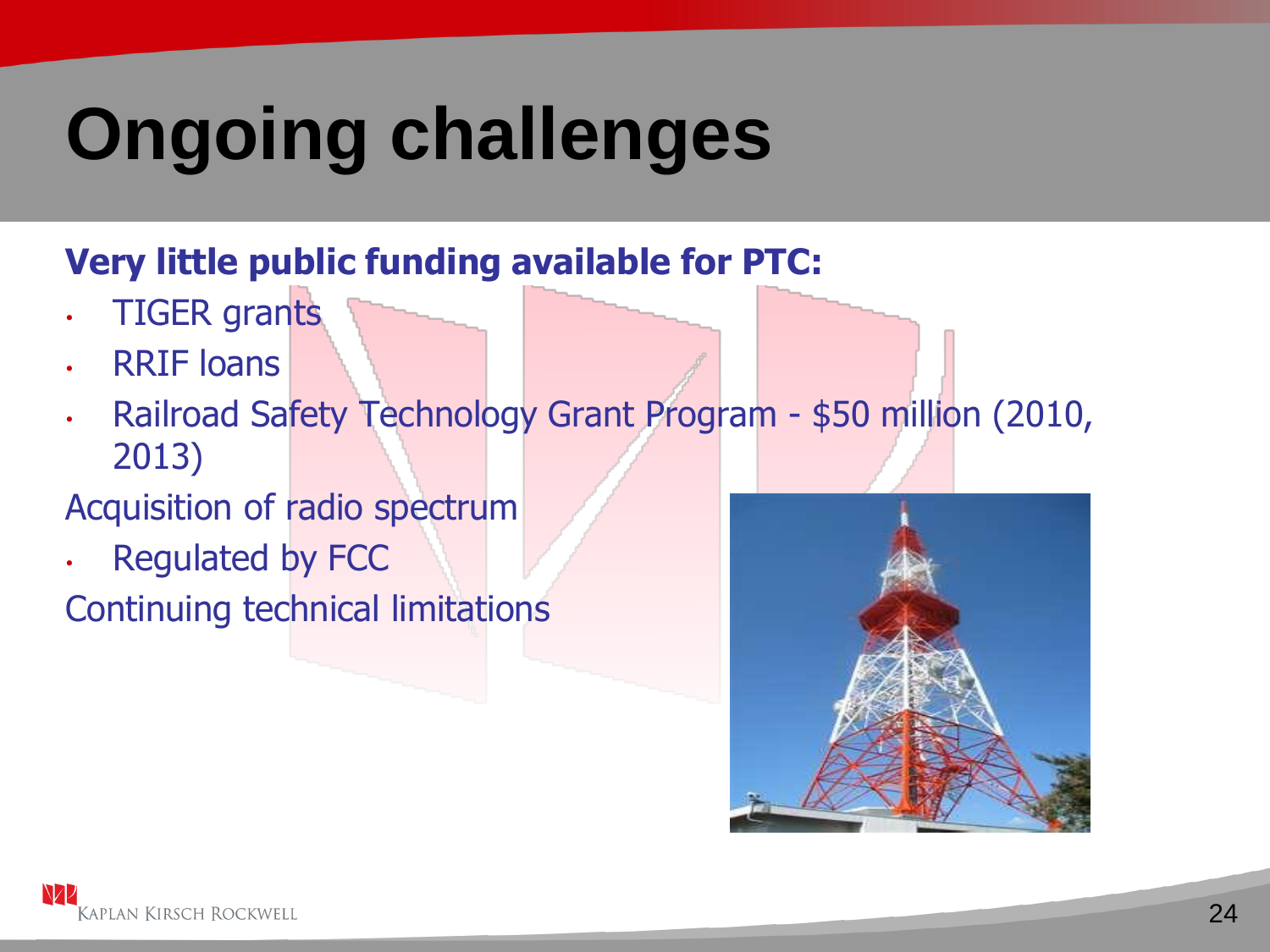# Ongoing challenges

**Very little public funding available for PTC:**

- TIGER grants
- RRIF loans
- Railroad Safety Technology Grant Program - $50 million (2010, 2013)

Acquisition of radio spectrum

- Regulated by FCC

Continuing technical limitations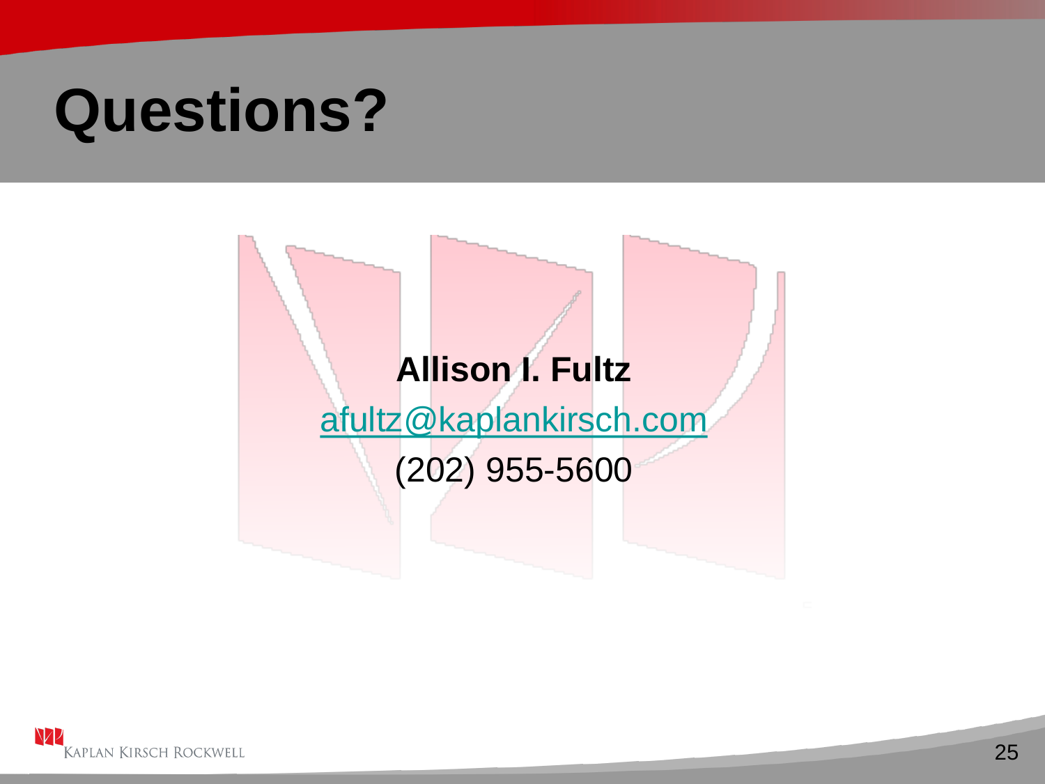# Questions?

**Allison I. Fultz**

afultz@kaplankirsch.com

(202) 955-5600

KAPLAN KIRSCH ROCKWELL